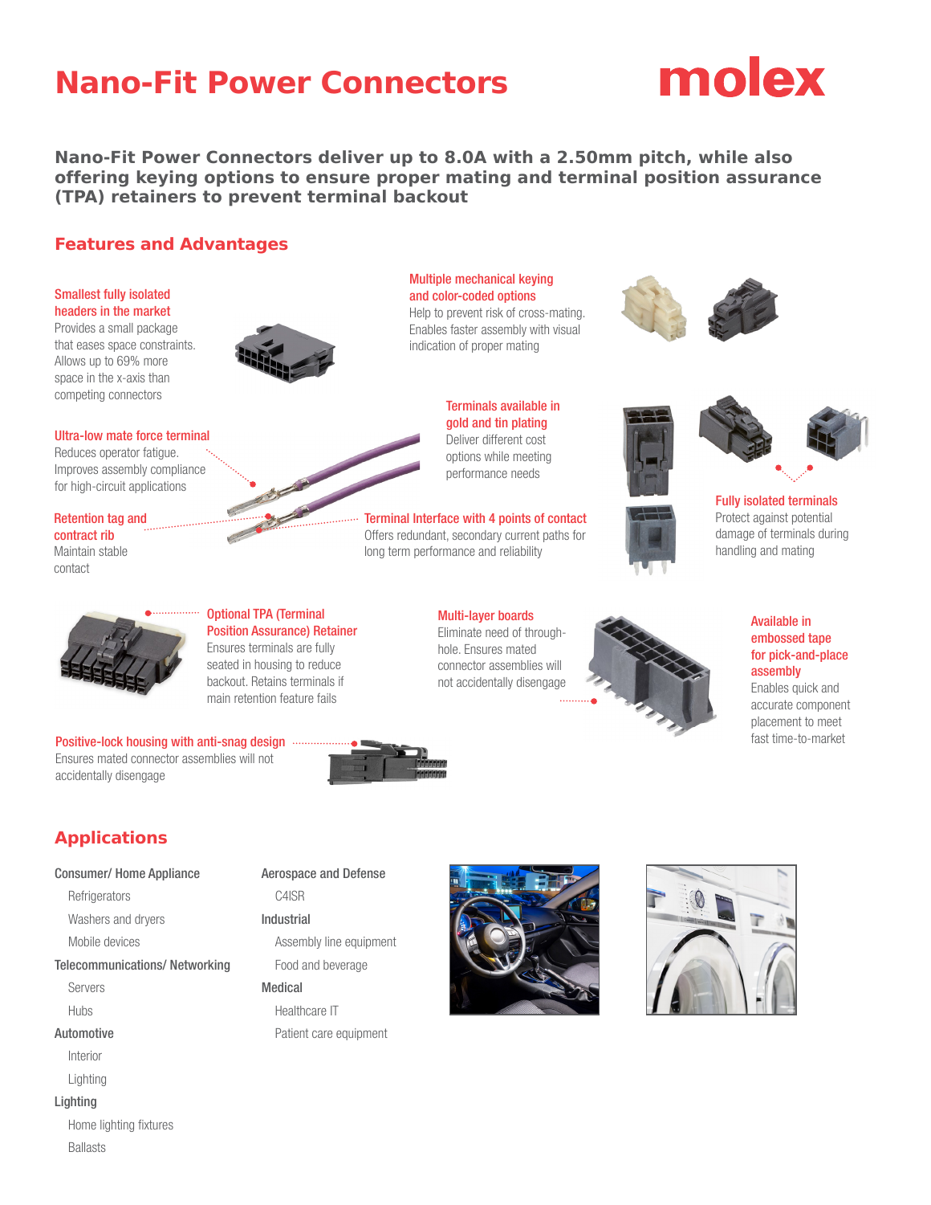# Nano-Fit Power Connectors

molex

**Nano-Fit Power Connectors deliver up to 8.0A with a 2.50mm pitch, while also offering keying options to ensure proper mating and terminal position assurance (TPA) retainers to prevent terminal backout**

## Features and Advantages

**Smallest fully isolated headers in the market**
Provides a small package that eases space constraints. Allows up to 69% more space in the x-axis than competing connectors

**Multiple mechanical keying and color-coded options**
Help to prevent risk of cross-mating. Enables faster assembly with visual indication of proper mating

**Ultra-low mate force terminal**
Reduces operator fatigue. Improves assembly compliance for high-circuit applications

**Terminals available in gold and tin plating**
Deliver different cost options while meeting performance needs

**Retention tag and contract rib**
Maintain stable contact

**Terminal Interface with 4 points of contact**
Offers redundant, secondary current paths for long term performance and reliability

**Fully isolated terminals**
Protect against potential damage of terminals during handling and mating

**Optional TPA (Terminal Position Assurance) Retainer**
Ensures terminals are fully seated in housing to reduce backout. Retains terminals if main retention feature fails

**Multi-layer boards**
Eliminate need of through-hole. Ensures mated connector assemblies will not accidentally disengage

**Available in embossed tape for pick-and-place assembly**
Enables quick and accurate component placement to meet fast time-to-market

**Positive-lock housing with anti-snag design**
Ensures mated connector assemblies will not accidentally disengage

## Applications

**Consumer/ Home Appliance**
- Refrigerators
- Washers and dryers
- Mobile devices

**Telecommunications/ Networking**
- Servers
- Hubs

**Automotive**
- Interior
- Lighting

**Lighting**
- Home lighting fixtures
- Ballasts

**Aerospace and Defense**
- C4ISR

**Industrial**
- Assembly line equipment
- Food and beverage

**Medical**
- Healthcare IT
- Patient care equipment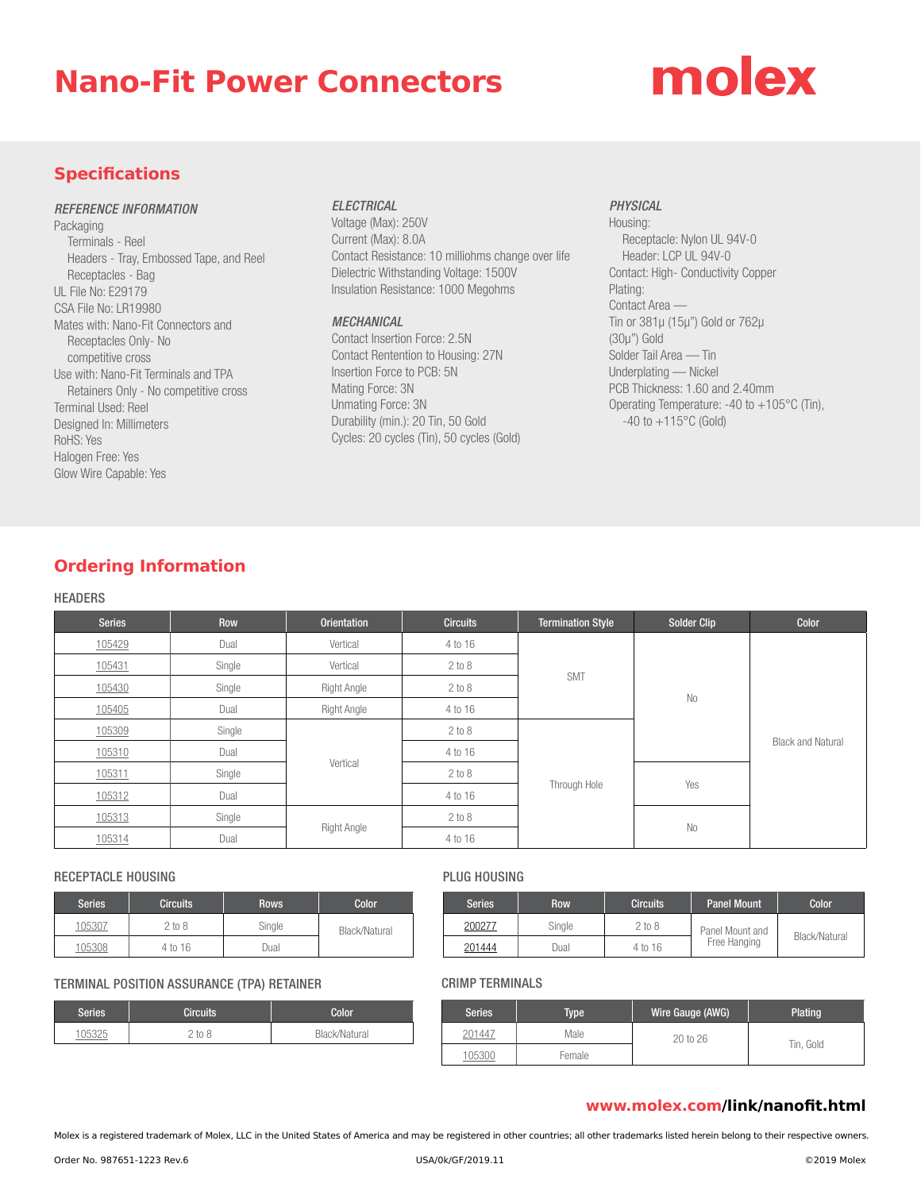# Nano-Fit Power Connectors

molex

## Specifications

*REFERENCE INFORMATION*
Packaging
  Terminals - Reel
  Headers - Tray, Embossed Tape, and Reel
  Receptacles - Bag
UL File No: E29179
CSA File No: LR19980
Mates with: Nano-Fit Connectors and Receptacles Only- No competitive cross
Use with: Nano-Fit Terminals and TPA Retainers Only - No competitive cross
Terminal Used: Reel
Designed In: Millimeters
RoHS: Yes
Halogen Free: Yes
Glow Wire Capable: Yes

*ELECTRICAL*
Voltage (Max): 250V
Current (Max): 8.0A
Contact Resistance: 10 milliohms change over life
Dielectric Withstanding Voltage: 1500V
Insulation Resistance: 1000 Megohms

*MECHANICAL*
Contact Insertion Force: 2.5N
Contact Rentention to Housing: 27N
Insertion Force to PCB: 5N
Mating Force: 3N
Unmating Force: 3N
Durability (min.): 20 Tin, 50 Gold
Cycles: 20 cycles (Tin), 50 cycles (Gold)

*PHYSICAL*
Housing:
  Receptacle: Nylon UL 94V-0
  Header: LCP UL 94V-0
Contact: High- Conductivity Copper
Plating:
Contact Area —
Tin or 381µ (15µ") Gold or 762µ (30µ") Gold
Solder Tail Area — Tin
Underplating — Nickel
PCB Thickness: 1.60 and 2.40mm
Operating Temperature: -40 to +105°C (Tin), -40 to +115°C (Gold)

## Ordering Information

### HEADERS

| Series | Row | Orientation | Circuits | Termination Style | Solder Clip | Color |
|---|---|---|---|---|---|---|
| 105429 | Dual | Vertical | 4 to 16 | SMT | No | Black and Natural |
| 105431 | Single | Vertical | 2 to 8 | SMT | No | Black and Natural |
| 105430 | Single | Right Angle | 2 to 8 | SMT | No | Black and Natural |
| 105405 | Dual | Right Angle | 4 to 16 | SMT | No | Black and Natural |
| 105309 | Single | Vertical | 2 to 8 | Through Hole | No | Black and Natural |
| 105310 | Dual | Vertical | 4 to 16 | Through Hole | No | Black and Natural |
| 105311 | Single | Vertical | 2 to 8 | Through Hole | Yes | Black and Natural |
| 105312 | Dual | Vertical | 4 to 16 | Through Hole | Yes | Black and Natural |
| 105313 | Single | Right Angle | 2 to 8 | Through Hole | No | Black and Natural |
| 105314 | Dual | Right Angle | 4 to 16 | Through Hole | No | Black and Natural |

### RECEPTACLE HOUSING

| Series | Circuits | Rows | Color |
|---|---|---|---|
| 105307 | 2 to 8 | Single | Black/Natural |
| 105308 | 4 to 16 | Dual | Black/Natural |

### PLUG HOUSING

| Series | Row | Circuits | Panel Mount | Color |
|---|---|---|---|---|
| 200277 | Single | 2 to 8 | Panel Mount and Free Hanging | Black/Natural |
| 201444 | Dual | 4 to 16 | Panel Mount and Free Hanging | Black/Natural |

### TERMINAL POSITION ASSURANCE (TPA) RETAINER

| Series | Circuits | Color |
|---|---|---|
| 105325 | 2 to 8 | Black/Natural |

### CRIMP TERMINALS

| Series | Type | Wire Gauge (AWG) | Plating |
|---|---|---|---|
| 201447 | Male | 20 to 26 | Tin, Gold |
| 105300 | Female | 20 to 26 | Tin, Gold |

**www.molex.com/link/nanofit.html**

Molex is a registered trademark of Molex, LLC in the United States of America and may be registered in other countries; all other trademarks listed herein belong to their respective owners.

Order No. 987651-1223 Rev.6    USA/0k/GF/2019.11    ©2019 Molex